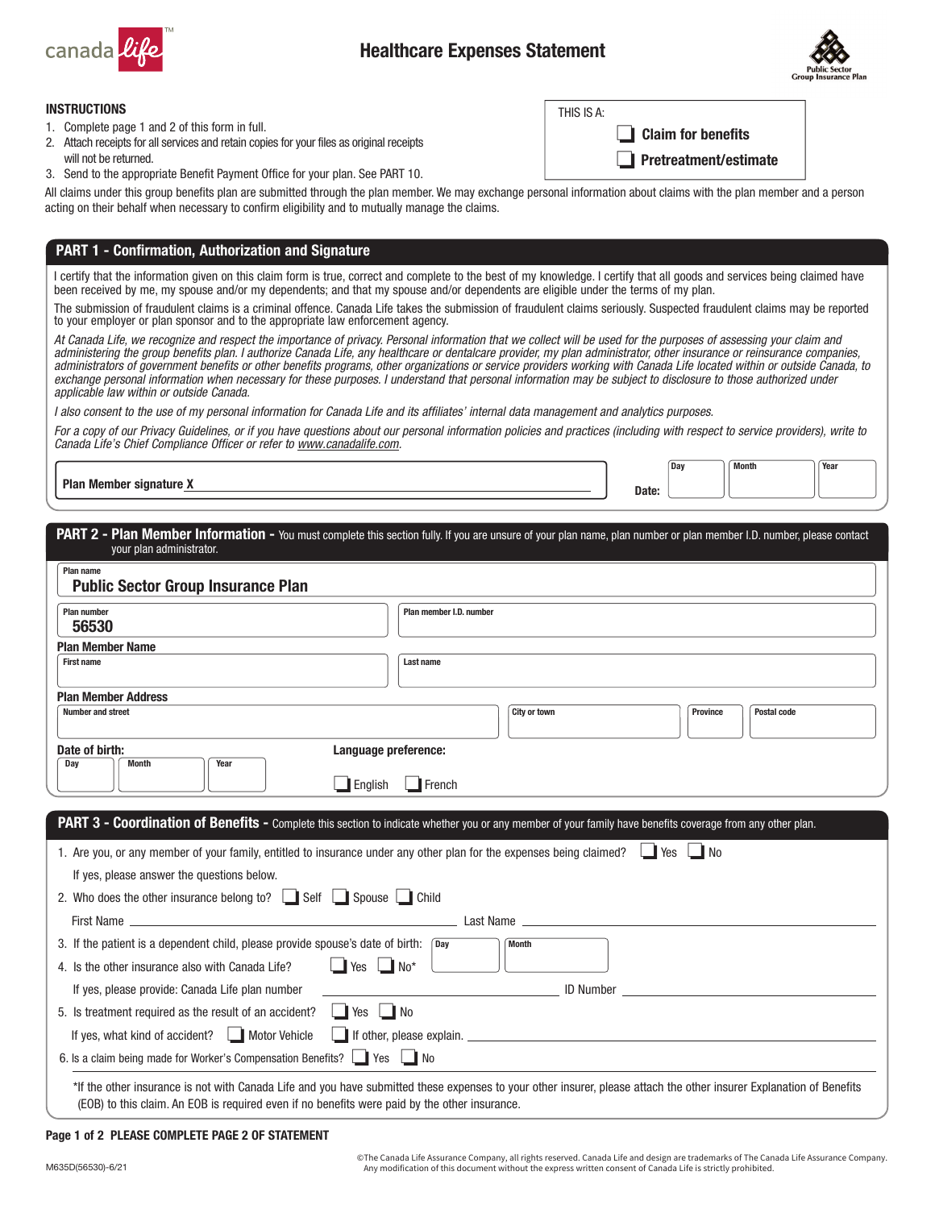# Healthcare Expenses Statement

canada life™

Public Sector Group Insurance Plan

**INSTRUCTIONS**

1. Complete page 1 and 2 of this form in full.
2. Attach receipts for all services and retain copies for your files as original receipts will not be returned.
3. Send to the appropriate Benefit Payment Office for your plan. See PART 10.

THIS IS A:

- ☐ **Claim for benefits**
- ☐ **Pretreatment/estimate**

All claims under this group benefits plan are submitted through the plan member. We may exchange personal information about claims with the plan member and a person acting on their behalf when necessary to confirm eligibility and to mutually manage the claims.

## PART 1 - Confirmation, Authorization and Signature

I certify that the information given on this claim form is true, correct and complete to the best of my knowledge. I certify that all goods and services being claimed have been received by me, my spouse and/or my dependents; and that my spouse and/or dependents are eligible under the terms of my plan.

The submission of fraudulent claims is a criminal offence. Canada Life takes the submission of fraudulent claims seriously. Suspected fraudulent claims may be reported to your employer or plan sponsor and to the appropriate law enforcement agency.

*At Canada Life, we recognize and respect the importance of privacy. Personal information that we collect will be used for the purposes of assessing your claim and administering the group benefits plan. I authorize Canada Life, any healthcare or dentalcare provider, my plan administrator, other insurance or reinsurance companies, administrators of government benefits or other benefits programs, other organizations or service providers working with Canada Life located within or outside Canada, to exchange personal information when necessary for these purposes. I understand that personal information may be subject to disclosure to those authorized under applicable law within or outside Canada.*

*I also consent to the use of my personal information for Canada Life and its affiliates' internal data management and analytics purposes.*

*For a copy of our Privacy Guidelines, or if you have questions about our personal information policies and practices (including with respect to service providers), write to Canada Life's Chief Compliance Officer or refer to www.canadalife.com.*

**Plan Member signature X** ____________________ **Date:** Day ____ Month ____ Year ____

## PART 2 - Plan Member Information - You must complete this section fully. If you are unsure of your plan name, plan number or plan member I.D. number, please contact your plan administrator.

Plan name: **Public Sector Group Insurance Plan**

Plan number: **56530**

Plan member I.D. number: ____________________

**Plan Member Name**

First name: ____________________ Last name: ____________________

**Plan Member Address**

Number and street: ____________________ City or town: ____________________ Province: ____ Postal code: ____

**Date of birth:** Day ____ Month ____ Year ____

**Language preference:** ☐ English ☐ French

## PART 3 - Coordination of Benefits - Complete this section to indicate whether you or any member of your family have benefits coverage from any other plan.

1. Are you, or any member of your family, entitled to insurance under any other plan for the expenses being claimed? ☐ Yes ☐ No

   If yes, please answer the questions below.

2. Who does the other insurance belong to? ☐ Self ☐ Spouse ☐ Child

   First Name ____________________ Last Name ____________________

3. If the patient is a dependent child, please provide spouse's date of birth: Day ____ Month ____
4. Is the other insurance also with Canada Life? ☐ Yes ☐ No*

   If yes, please provide: Canada Life plan number ____________________ ID Number ____________________

5. Is treatment required as the result of an accident? ☐ Yes ☐ No

   If yes, what kind of accident? ☐ Motor Vehicle ☐ If other, please explain. ____________________

6. Is a claim being made for Worker's Compensation Benefits? ☐ Yes ☐ No

*If the other insurance is not with Canada Life and you have submitted these expenses to your other insurer, please attach the other insurer Explanation of Benefits (EOB) to this claim. An EOB is required even if no benefits were paid by the other insurance.

**Page 1 of 2 PLEASE COMPLETE PAGE 2 OF STATEMENT**

M635D(56530)-6/21

©The Canada Life Assurance Company, all rights reserved. Canada Life and design are trademarks of The Canada Life Assurance Company. Any modification of this document without the express written consent of Canada Life is strictly prohibited.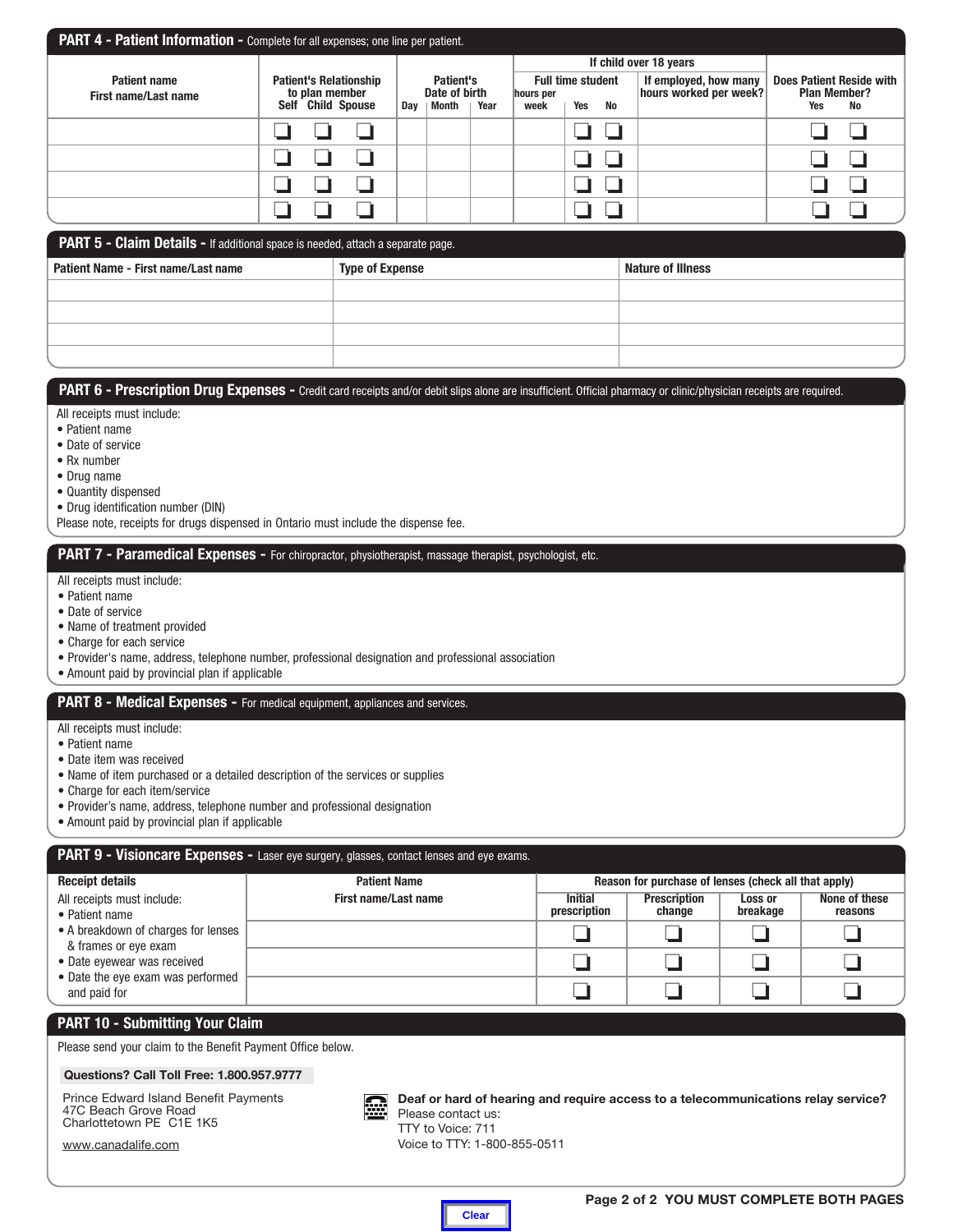## PART 4 - Patient Information - Complete for all expenses; one line per patient.

| Patient name First name/Last name | Patient's Relationship to plan member | | | Patient's Date of birth | | | If child over 18 years | | | | Does Patient Reside with Plan Member? | |
|---|---|---|---|---|---|---|---|---|---|---|---|---|
| | Self | Child | Spouse | Day | Month | Year | Full time student hours per week | Full time student Yes | Full time student No | If employed, how many hours worked per week? | Yes | No |
| | ❏ | ❏ | ❏ | | | | | ❏ | ❏ | | ❏ | ❏ |
| | ❏ | ❏ | ❏ | | | | | ❏ | ❏ | | ❏ | ❏ |
| | ❏ | ❏ | ❏ | | | | | ❏ | ❏ | | ❏ | ❏ |
| | ❏ | ❏ | ❏ | | | | | ❏ | ❏ | | ❏ | ❏ |

## PART 5 - Claim Details - If additional space is needed, attach a separate page.

| Patient Name - First name/Last name | Type of Expense | Nature of Illness |
|---|---|---|
| | | |
| | | |
| | | |
| | | |

## PART 6 - Prescription Drug Expenses - Credit card receipts and/or debit slips alone are insufficient. Official pharmacy or clinic/physician receipts are required.

All receipts must include:
- Patient name
- Date of service
- Rx number
- Drug name
- Quantity dispensed
- Drug identification number (DIN)

Please note, receipts for drugs dispensed in Ontario must include the dispense fee.

## PART 7 - Paramedical Expenses - For chiropractor, physiotherapist, massage therapist, psychologist, etc.

All receipts must include:
- Patient name
- Date of service
- Name of treatment provided
- Charge for each service
- Provider's name, address, telephone number, professional designation and professional association
- Amount paid by provincial plan if applicable

## PART 8 - Medical Expenses - For medical equipment, appliances and services.

All receipts must include:
- Patient name
- Date item was received
- Name of item purchased or a detailed description of the services or supplies
- Charge for each item/service
- Provider's name, address, telephone number and professional designation
- Amount paid by provincial plan if applicable

## PART 9 - Visioncare Expenses - Laser eye surgery, glasses, contact lenses and eye exams.

**Receipt details**

All receipts must include:
- Patient name
- A breakdown of charges for lenses & frames or eye exam
- Date eyewear was received
- Date the eye exam was performed and paid for

| Patient Name First name/Last name | Reason for purchase of lenses (check all that apply) Initial prescription | Prescription change | Loss or breakage | None of these reasons |
|---|---|---|---|---|
| | ❏ | ❏ | ❏ | ❏ |
| | ❏ | ❏ | ❏ | ❏ |
| | ❏ | ❏ | ❏ | ❏ |

## PART 10 - Submitting Your Claim

Please send your claim to the Benefit Payment Office below.

**Questions? Call Toll Free: 1.800.957.9777**

Prince Edward Island Benefit Payments
47C Beach Grove Road
Charlottetown PE C1E 1K5

www.canadalife.com

**Deaf or hard of hearing and require access to a telecommunications relay service?**
Please contact us:
TTY to Voice: 711
Voice to TTY: 1-800-855-0511

**YOU MUST COMPLETE BOTH PAGES**

Clear